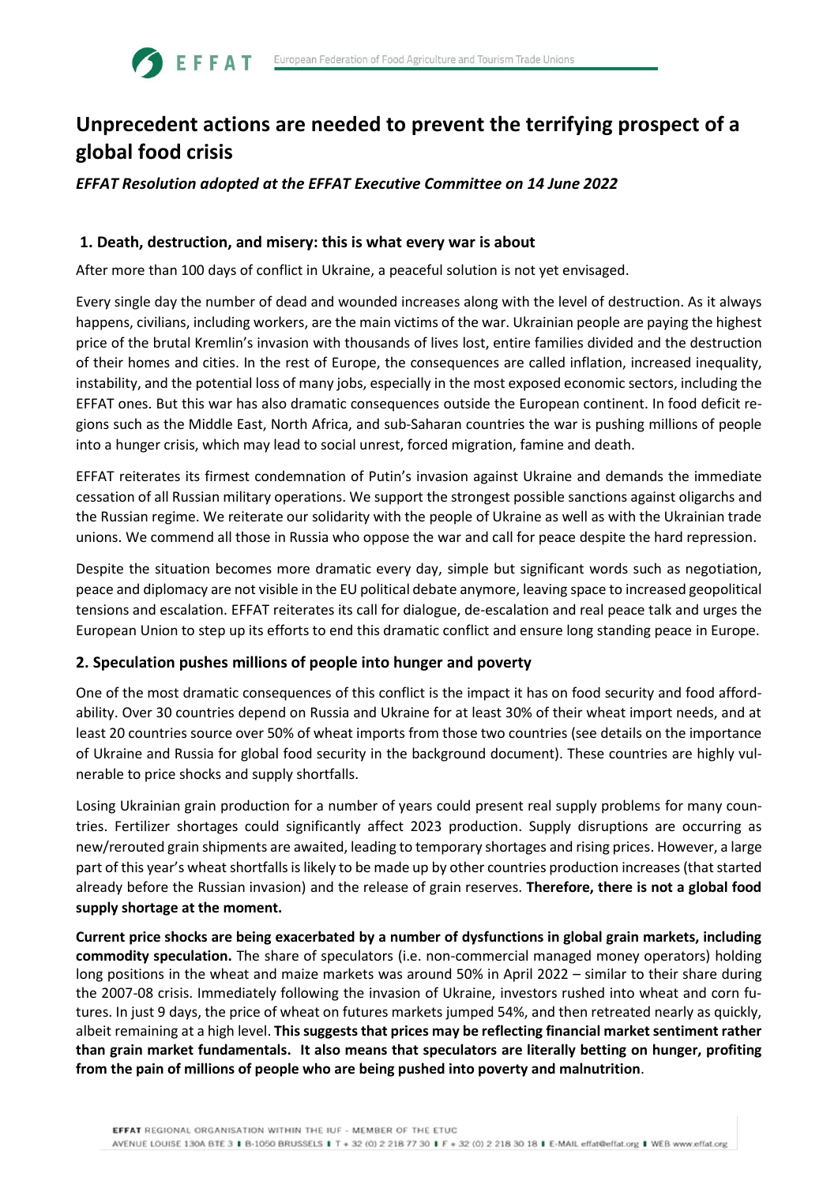# Unprecedent actions are needed to prevent the terrifying prospect of a global food crisis

***EFFAT Resolution adopted at the EFFAT Executive Committee on 14 June 2022***

## 1. Death, destruction, and misery: this is what every war is about

After more than 100 days of conflict in Ukraine, a peaceful solution is not yet envisaged.

Every single day the number of dead and wounded increases along with the level of destruction. As it always happens, civilians, including workers, are the main victims of the war. Ukrainian people are paying the highest price of the brutal Kremlin's invasion with thousands of lives lost, entire families divided and the destruction of their homes and cities. In the rest of Europe, the consequences are called inflation, increased inequality, instability, and the potential loss of many jobs, especially in the most exposed economic sectors, including the EFFAT ones. But this war has also dramatic consequences outside the European continent. In food deficit regions such as the Middle East, North Africa, and sub-Saharan countries the war is pushing millions of people into a hunger crisis, which may lead to social unrest, forced migration, famine and death.

EFFAT reiterates its firmest condemnation of Putin's invasion against Ukraine and demands the immediate cessation of all Russian military operations. We support the strongest possible sanctions against oligarchs and the Russian regime. We reiterate our solidarity with the people of Ukraine as well as with the Ukrainian trade unions. We commend all those in Russia who oppose the war and call for peace despite the hard repression.

Despite the situation becomes more dramatic every day, simple but significant words such as negotiation, peace and diplomacy are not visible in the EU political debate anymore, leaving space to increased geopolitical tensions and escalation. EFFAT reiterates its call for dialogue, de-escalation and real peace talk and urges the European Union to step up its efforts to end this dramatic conflict and ensure long standing peace in Europe.

## 2. Speculation pushes millions of people into hunger and poverty

One of the most dramatic consequences of this conflict is the impact it has on food security and food affordability. Over 30 countries depend on Russia and Ukraine for at least 30% of their wheat import needs, and at least 20 countries source over 50% of wheat imports from those two countries (see details on the importance of Ukraine and Russia for global food security in the background document). These countries are highly vulnerable to price shocks and supply shortfalls.

Losing Ukrainian grain production for a number of years could present real supply problems for many countries. Fertilizer shortages could significantly affect 2023 production. Supply disruptions are occurring as new/rerouted grain shipments are awaited, leading to temporary shortages and rising prices. However, a large part of this year's wheat shortfalls is likely to be made up by other countries production increases (that started already before the Russian invasion) and the release of grain reserves. **Therefore, there is not a global food supply shortage at the moment.**

**Current price shocks are being exacerbated by a number of dysfunctions in global grain markets, including commodity speculation.** The share of speculators (i.e. non-commercial managed money operators) holding long positions in the wheat and maize markets was around 50% in April 2022 – similar to their share during the 2007-08 crisis. Immediately following the invasion of Ukraine, investors rushed into wheat and corn futures. In just 9 days, the price of wheat on futures markets jumped 54%, and then retreated nearly as quickly, albeit remaining at a high level. **This suggests that prices may be reflecting financial market sentiment rather than grain market fundamentals. It also means that speculators are literally betting on hunger, profiting from the pain of millions of people who are being pushed into poverty and malnutrition**.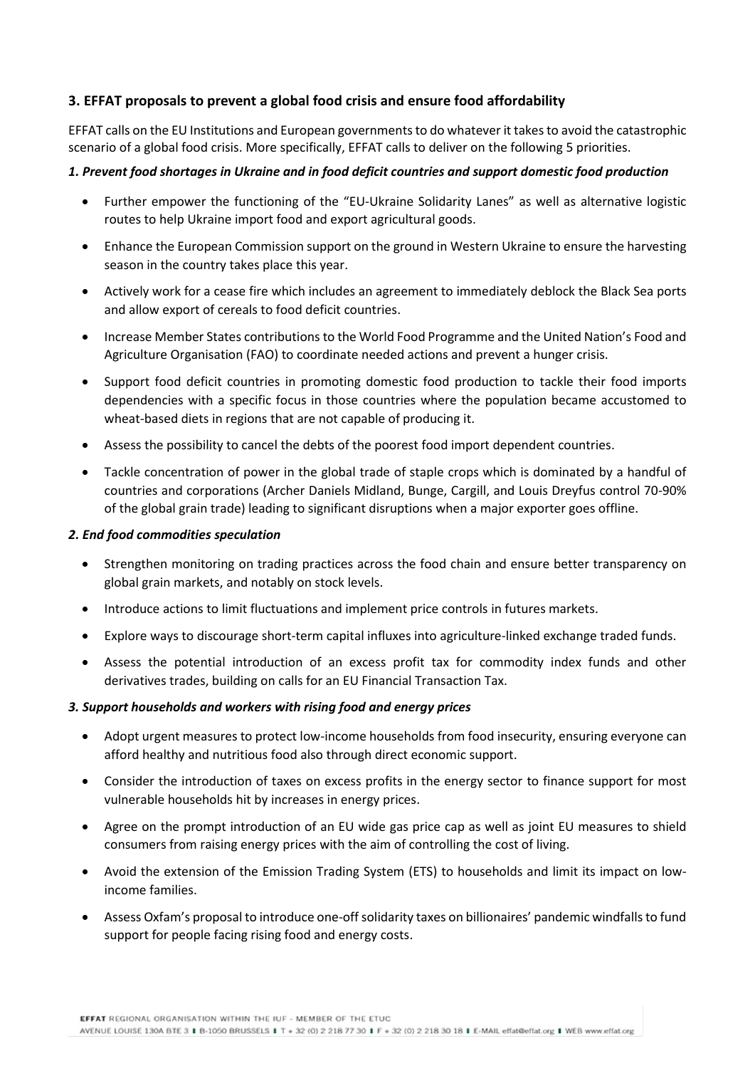## 3. EFFAT proposals to prevent a global food crisis and ensure food affordability

EFFAT calls on the EU Institutions and European governments to do whatever it takes to avoid the catastrophic scenario of a global food crisis. More specifically, EFFAT calls to deliver on the following 5 priorities.

***1. Prevent food shortages in Ukraine and in food deficit countries and support domestic food production***

- Further empower the functioning of the "EU-Ukraine Solidarity Lanes" as well as alternative logistic routes to help Ukraine import food and export agricultural goods.
- Enhance the European Commission support on the ground in Western Ukraine to ensure the harvesting season in the country takes place this year.
- Actively work for a cease fire which includes an agreement to immediately deblock the Black Sea ports and allow export of cereals to food deficit countries.
- Increase Member States contributions to the World Food Programme and the United Nation's Food and Agriculture Organisation (FAO) to coordinate needed actions and prevent a hunger crisis.
- Support food deficit countries in promoting domestic food production to tackle their food imports dependencies with a specific focus in those countries where the population became accustomed to wheat-based diets in regions that are not capable of producing it.
- Assess the possibility to cancel the debts of the poorest food import dependent countries.
- Tackle concentration of power in the global trade of staple crops which is dominated by a handful of countries and corporations (Archer Daniels Midland, Bunge, Cargill, and Louis Dreyfus control 70-90% of the global grain trade) leading to significant disruptions when a major exporter goes offline.

***2. End food commodities speculation***

- Strengthen monitoring on trading practices across the food chain and ensure better transparency on global grain markets, and notably on stock levels.
- Introduce actions to limit fluctuations and implement price controls in futures markets.
- Explore ways to discourage short-term capital influxes into agriculture-linked exchange traded funds.
- Assess the potential introduction of an excess profit tax for commodity index funds and other derivatives trades, building on calls for an EU Financial Transaction Tax.

***3. Support households and workers with rising food and energy prices***

- Adopt urgent measures to protect low-income households from food insecurity, ensuring everyone can afford healthy and nutritious food also through direct economic support.
- Consider the introduction of taxes on excess profits in the energy sector to finance support for most vulnerable households hit by increases in energy prices.
- Agree on the prompt introduction of an EU wide gas price cap as well as joint EU measures to shield consumers from raising energy prices with the aim of controlling the cost of living.
- Avoid the extension of the Emission Trading System (ETS) to households and limit its impact on low-income families.
- Assess Oxfam's proposal to introduce one-off solidarity taxes on billionaires' pandemic windfalls to fund support for people facing rising food and energy costs.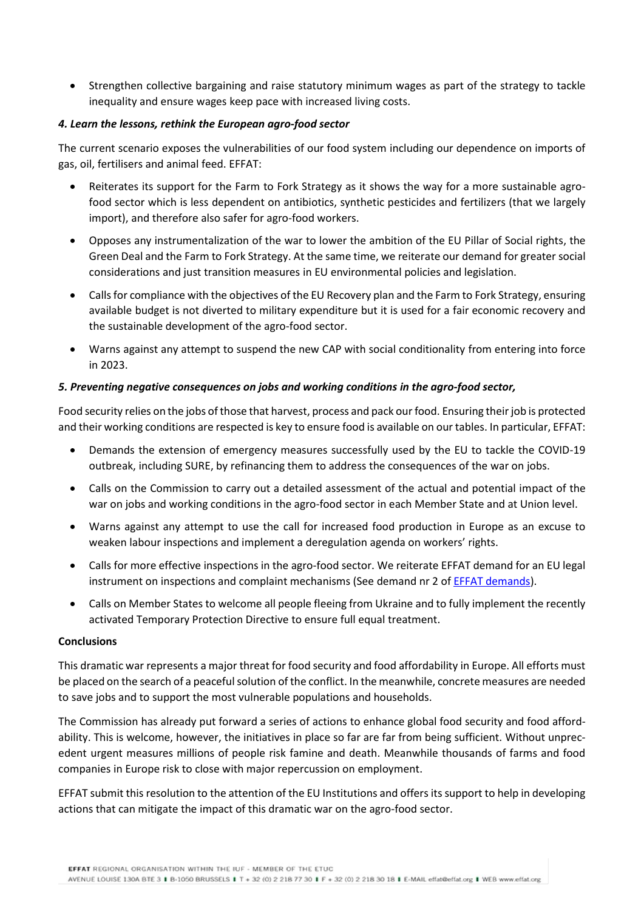- Strengthen collective bargaining and raise statutory minimum wages as part of the strategy to tackle inequality and ensure wages keep pace with increased living costs.

### *4. Learn the lessons, rethink the European agro-food sector*

The current scenario exposes the vulnerabilities of our food system including our dependence on imports of gas, oil, fertilisers and animal feed. EFFAT:

- Reiterates its support for the Farm to Fork Strategy as it shows the way for a more sustainable agro-food sector which is less dependent on antibiotics, synthetic pesticides and fertilizers (that we largely import), and therefore also safer for agro-food workers.
- Opposes any instrumentalization of the war to lower the ambition of the EU Pillar of Social rights, the Green Deal and the Farm to Fork Strategy. At the same time, we reiterate our demand for greater social considerations and just transition measures in EU environmental policies and legislation.
- Calls for compliance with the objectives of the EU Recovery plan and the Farm to Fork Strategy, ensuring available budget is not diverted to military expenditure but it is used for a fair economic recovery and the sustainable development of the agro-food sector.
- Warns against any attempt to suspend the new CAP with social conditionality from entering into force in 2023.

### *5. Preventing negative consequences on jobs and working conditions in the agro-food sector,*

Food security relies on the jobs of those that harvest, process and pack our food. Ensuring their job is protected and their working conditions are respected is key to ensure food is available on our tables. In particular, EFFAT:

- Demands the extension of emergency measures successfully used by the EU to tackle the COVID-19 outbreak, including SURE, by refinancing them to address the consequences of the war on jobs.
- Calls on the Commission to carry out a detailed assessment of the actual and potential impact of the war on jobs and working conditions in the agro-food sector in each Member State and at Union level.
- Warns against any attempt to use the call for increased food production in Europe as an excuse to weaken labour inspections and implement a deregulation agenda on workers' rights.
- Calls for more effective inspections in the agro-food sector. We reiterate EFFAT demand for an EU legal instrument on inspections and complaint mechanisms (See demand nr 2 of EFFAT demands).
- Calls on Member States to welcome all people fleeing from Ukraine and to fully implement the recently activated Temporary Protection Directive to ensure full equal treatment.

**Conclusions**

This dramatic war represents a major threat for food security and food affordability in Europe. All efforts must be placed on the search of a peaceful solution of the conflict. In the meanwhile, concrete measures are needed to save jobs and to support the most vulnerable populations and households.

The Commission has already put forward a series of actions to enhance global food security and food affordability. This is welcome, however, the initiatives in place so far are far from being sufficient. Without unprecedent urgent measures millions of people risk famine and death. Meanwhile thousands of farms and food companies in Europe risk to close with major repercussion on employment.

EFFAT submit this resolution to the attention of the EU Institutions and offers its support to help in developing actions that can mitigate the impact of this dramatic war on the agro-food sector.